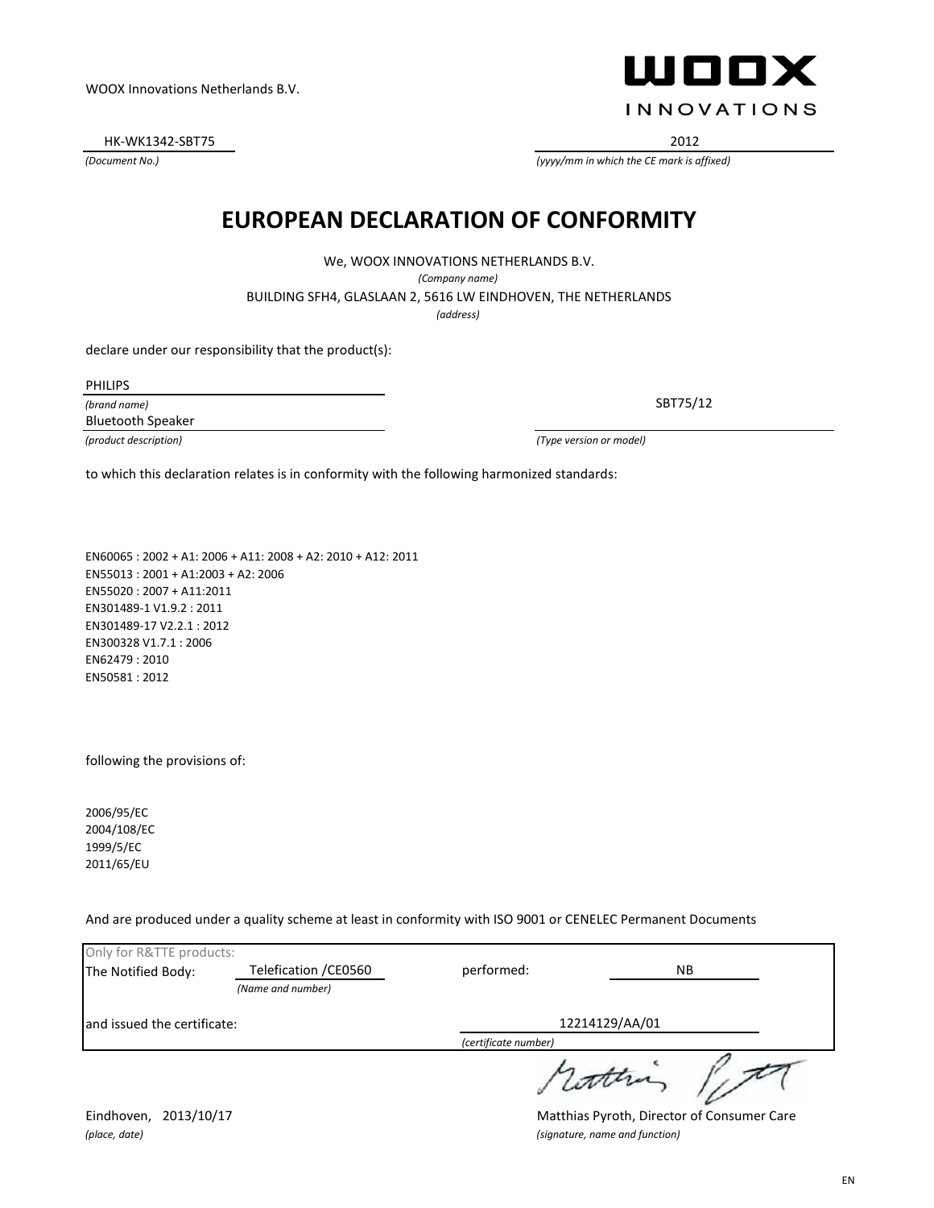WOOX Innovations Netherlands B.V.

WOOX INNOVATIONS

HK-WK1342-SBT75
*(Document No.)*

2012
*(yyyy/mm in which the CE mark is affixed)*

# EUROPEAN DECLARATION OF CONFORMITY

We, WOOX INNOVATIONS NETHERLANDS B.V.
*(Company name)*

BUILDING SFH4, GLASLAAN 2, 5616 LW EINDHOVEN, THE NETHERLANDS
*(address)*

declare under our responsibility that the product(s):

PHILIPS
*(brand name)*

Bluetooth Speaker
*(product description)*

SBT75/12
*(Type version or model)*

to which this declaration relates is in conformity with the following harmonized standards:

EN60065 : 2002 + A1: 2006 + A11: 2008 + A2: 2010 + A12: 2011
EN55013 : 2001 + A1:2003 + A2: 2006
EN55020 : 2007 + A11:2011
EN301489-1 V1.9.2 : 2011
EN301489-17 V2.2.1 : 2012
EN300328 V1.7.1 : 2006
EN62479 : 2010
EN50581 : 2012

following the provisions of:

2006/95/EC
2004/108/EC
1999/5/EC
2011/65/EU

And are produced under a quality scheme at least in conformity with ISO 9001 or CENELEC Permanent Documents

| Only for R&TTE products: | | | |
|---|---|---|---|
| The Notified Body: | Telefication /CE0560 *(Name and number)* | performed: | NB |
| and issued the certificate: | | 12214129/AA/01 *(certificate number)* | |

Eindhoven, 2013/10/17
*(place, date)*

Matthias Pyroth, Director of Consumer Care
*(signature, name and function)*

EN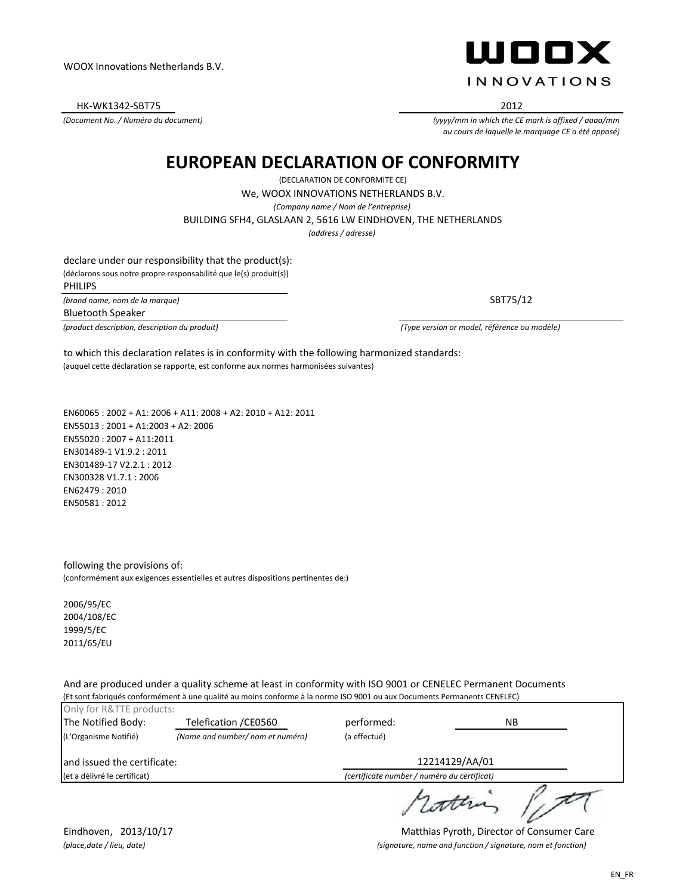WOOX Innovations Netherlands B.V.

WOOX INNOVATIONS

HK-WK1342-SBT75
*(Document No. / Numéro du document)*

2012
*(yyyy/mm in which the CE mark is affixed / aaaa/mm au cours de laquelle le marquage CE a été apposé)*

# EUROPEAN DECLARATION OF CONFORMITY

(DECLARATION DE CONFORMITE CE)

We, WOOX INNOVATIONS NETHERLANDS B.V.
*(Company name / Nom de l'entreprise)*

BUILDING SFH4, GLASLAAN 2, 5616 LW EINDHOVEN, THE NETHERLANDS
*(address / adresse)*

declare under our responsibility that the product(s):
(déclarons sous notre propre responsabilité que le(s) produit(s))

PHILIPS
*(brand name, nom de la marque)*

Bluetooth Speaker
*(product description, description du produit)*

SBT75/12
*(Type version or model, référence ou modèle)*

to which this declaration relates is in conformity with the following harmonized standards:
(auquel cette déclaration se rapporte, est conforme aux normes harmonisées suivantes)

EN60065 : 2002 + A1: 2006 + A11: 2008 + A2: 2010 + A12: 2011
EN55013 : 2001 + A1:2003 + A2: 2006
EN55020 : 2007 + A11:2011
EN301489-1 V1.9.2 : 2011
EN301489-17 V2.2.1 : 2012
EN300328 V1.7.1 : 2006
EN62479 : 2010
EN50581 : 2012

following the provisions of:
(conformément aux exigences essentielles et autres dispositions pertinentes de:)

2006/95/EC
2004/108/EC
1999/5/EC
2011/65/EU

And are produced under a quality scheme at least in conformity with ISO 9001 or CENELEC Permanent Documents
(Et sont fabriqués conformément à une qualité au moins conforme à la norme ISO 9001 ou aux Documents Permanents CENELEC)

Only for R&TTE products:

| The Notified Body: | Telefication /CE0560 | performed: | NB |
|---|---|---|---|
| (L'Organisme Notifié) | *(Name and number/ nom et numéro)* | (a effectué) | |
| and issued the certificate: | | 12214129/AA/01 | |
| (et a délivré le certificat) | | *(certificate number / numéro du certificat)* | |

Eindhoven, 2013/10/17
*(place,date / lieu, date)*

Matthias Pyroth, Director of Consumer Care
*(signature, name and function / signature, nom et fonction)*

EN_FR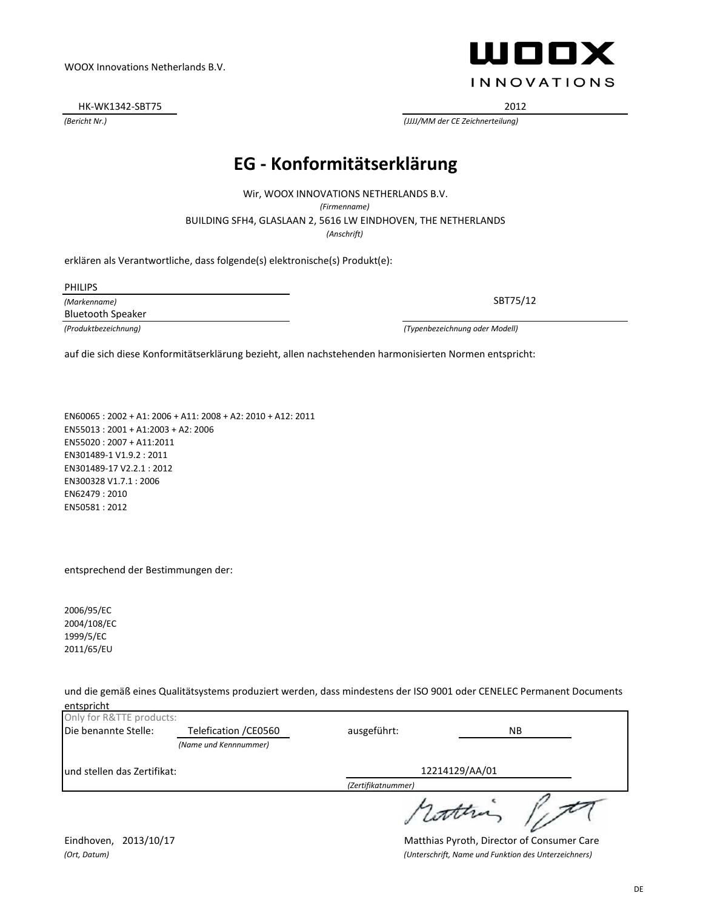WOOX Innovations Netherlands B.V.

WOOX INNOVATIONS

HK-WK1342-SBT75
*(Bericht Nr.)*

2012
*(JJJJ/MM der CE Zeichnerteilung)*

# EG - Konformitätserklärung

Wir, WOOX INNOVATIONS NETHERLANDS B.V.
*(Firmenname)*

BUILDING SFH4, GLASLAAN 2, 5616 LW EINDHOVEN, THE NETHERLANDS
*(Anschrift)*

erklären als Verantwortliche, dass folgende(s) elektronische(s) Produkt(e):

PHILIPS
*(Markenname)*

Bluetooth Speaker
*(Produktbezeichnung)*

SBT75/12
*(Typenbezeichnung oder Modell)*

auf die sich diese Konformitätserklärung bezieht, allen nachstehenden harmonisierten Normen entspricht:

EN60065 : 2002 + A1: 2006 + A11: 2008 + A2: 2010 + A12: 2011
EN55013 : 2001 + A1:2003 + A2: 2006
EN55020 : 2007 + A11:2011
EN301489-1 V1.9.2 : 2011
EN301489-17 V2.2.1 : 2012
EN300328 V1.7.1 : 2006
EN62479 : 2010
EN50581 : 2012

entsprechend der Bestimmungen der:

2006/95/EC
2004/108/EC
1999/5/EC
2011/65/EU

und die gemäß eines Qualitätsystems produziert werden, dass mindestens der ISO 9001 oder CENELEC Permanent Documents entspricht

Only for R&TTE products:

Die benannte Stelle: Telefication /CE0560 *(Name und Kennnummer)* ausgeführt: NB

und stellen das Zertifikat: 12214129/AA/01 *(Zertifikatnummer)*

Eindhoven, 2013/10/17
*(Ort, Datum)*

Matthias Pyroth, Director of Consumer Care
*(Unterschrift, Name und Funktion des Unterzeichners)*

DE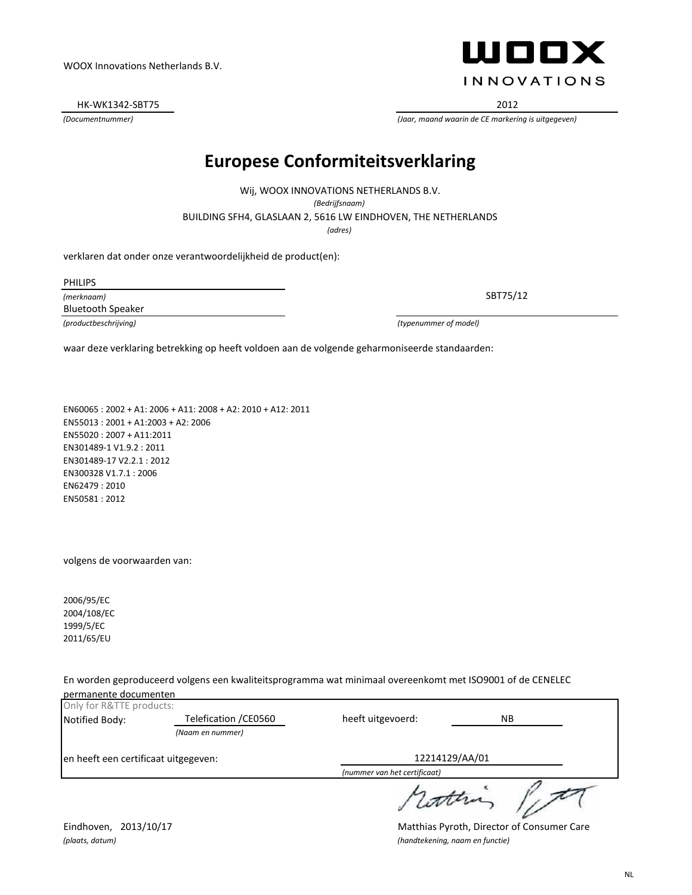WOOX Innovations Netherlands B.V.

WOOX INNOVATIONS

HK-WK1342-SBT75
*(Documentnummer)*

2012
*(Jaar, maand waarin de CE markering is uitgegeven)*

# Europese Conformiteitsverklaring

Wij, WOOX INNOVATIONS NETHERLANDS B.V.
*(Bedrijfsnaam)*

BUILDING SFH4, GLASLAAN 2, 5616 LW EINDHOVEN, THE NETHERLANDS
*(adres)*

verklaren dat onder onze verantwoordelijkheid de product(en):

PHILIPS
*(merknaam)*

Bluetooth Speaker
*(productbeschrijving)*

SBT75/12
*(typenummer of model)*

waar deze verklaring betrekking op heeft voldoen aan de volgende geharmoniseerde standaarden:

EN60065 : 2002 + A1: 2006 + A11: 2008 + A2: 2010 + A12: 2011
EN55013 : 2001 + A1:2003 + A2: 2006
EN55020 : 2007 + A11:2011
EN301489-1 V1.9.2 : 2011
EN301489-17 V2.2.1 : 2012
EN300328 V1.7.1 : 2006
EN62479 : 2010
EN50581 : 2012

volgens de voorwaarden van:

2006/95/EC
2004/108/EC
1999/5/EC
2011/65/EU

En worden geproduceerd volgens een kwaliteitsprogramma wat minimaal overeenkomt met ISO9001 of de CENELEC permanente documenten

Only for R&TTE products:

Notified Body: Telefication /CE0560 *(Naam en nummer)* heeft uitgevoerd: NB

en heeft een certificaat uitgegeven: 12214129/AA/01 *(nummer van het certificaat)*

Eindhoven, 2013/10/17
*(plaats, datum)*

Matthias Pyroth, Director of Consumer Care
*(handtekening, naam en functie)*

NL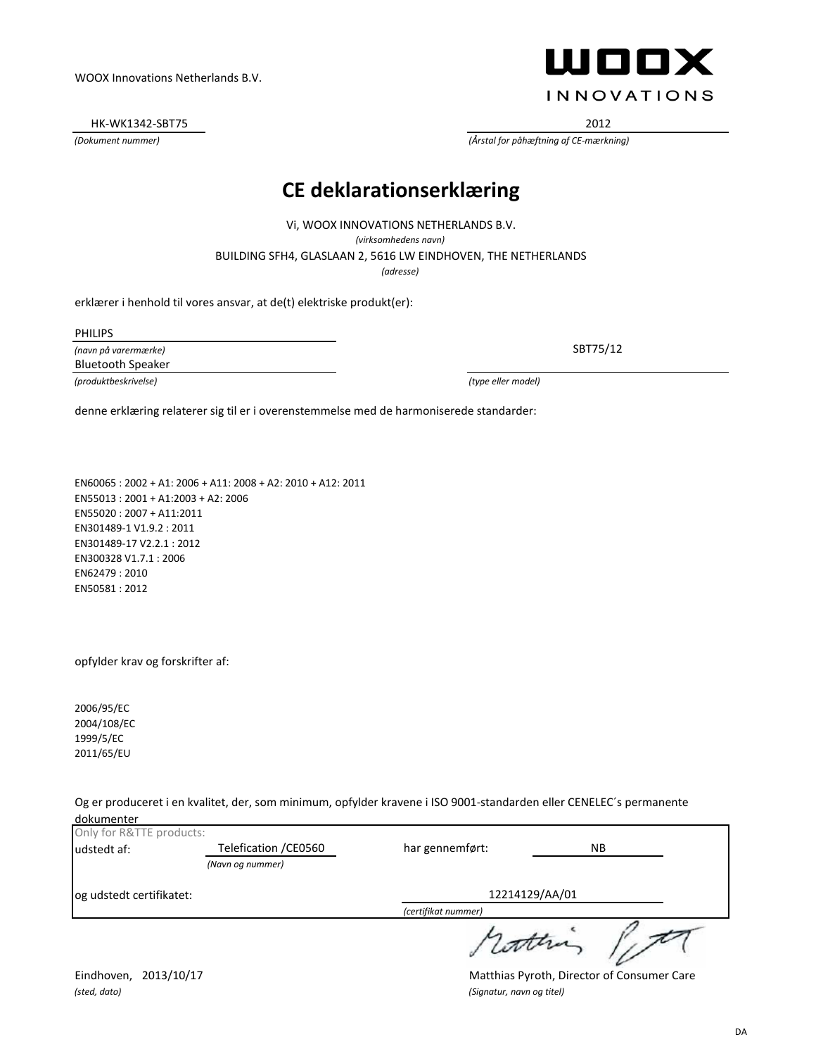WOOX Innovations Netherlands B.V.

WOOX INNOVATIONS

HK-WK1342-SBT75
*(Dokument nummer)*

2012
*(Årstal for påhæftning af CE-mærkning)*

# CE deklarationserklæring

Vi, WOOX INNOVATIONS NETHERLANDS B.V.
*(virksomhedens navn)*
BUILDING SFH4, GLASLAAN 2, 5616 LW EINDHOVEN, THE NETHERLANDS
*(adresse)*

erklærer i henhold til vores ansvar, at de(t) elektriske produkt(er):

PHILIPS
*(navn på varermærke)*

Bluetooth Speaker
*(produktbeskrivelse)*

SBT75/12
*(type eller model)*

denne erklæring relaterer sig til er i overenstemmelse med de harmoniserede standarder:

EN60065 : 2002 + A1: 2006 + A11: 2008 + A2: 2010 + A12: 2011
EN55013 : 2001 + A1:2003 + A2: 2006
EN55020 : 2007 + A11:2011
EN301489-1 V1.9.2 : 2011
EN301489-17 V2.2.1 : 2012
EN300328 V1.7.1 : 2006
EN62479 : 2010
EN50581 : 2012

opfylder krav og forskrifter af:

2006/95/EC
2004/108/EC
1999/5/EC
2011/65/EU

Og er produceret i en kvalitet, der, som minimum, opfylder kravene i ISO 9001-standarden eller CENELEC´s permanente dokumenter

Only for R&TTE products:

| udstedt af: | Telefication /CE0560 *(Navn og nummer)* | har gennemført: | NB |
|---|---|---|---|
| og udstedt certifikatet: | | 12214129/AA/01 *(certifikat nummer)* | |

Eindhoven, 2013/10/17
*(sted, dato)*

Matthias Pyroth, Director of Consumer Care
*(Signatur, navn og titel)*

DA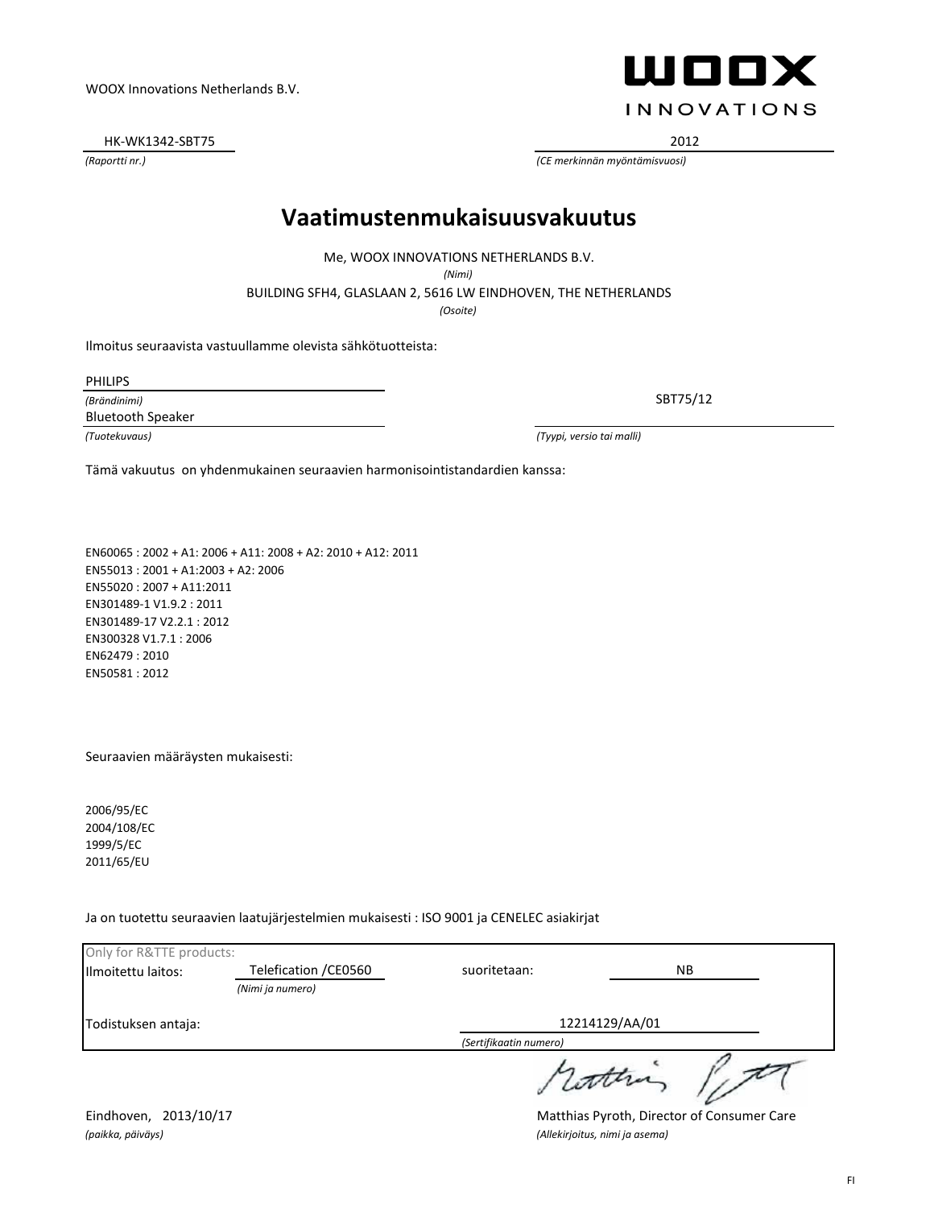WOOX Innovations Netherlands B.V.

WOOX INNOVATIONS

HK-WK1342-SBT75
*(Raportti nr.)*

2012
*(CE merkinnän myöntämisvuosi)*

# Vaatimustenmukaisuusvakuutus

Me, WOOX INNOVATIONS NETHERLANDS B.V.
*(Nimi)*

BUILDING SFH4, GLASLAAN 2, 5616 LW EINDHOVEN, THE NETHERLANDS
*(Osoite)*

Ilmoitus seuraavista vastuullamme olevista sähkötuotteista:

PHILIPS
*(Brändinimi)*

Bluetooth Speaker
*(Tuotekuvaus)*

SBT75/12
*(Tyypi, versio tai malli)*

Tämä vakuutus on yhdenmukainen seuraavien harmonisointistandardien kanssa:

EN60065 : 2002 + A1: 2006 + A11: 2008 + A2: 2010 + A12: 2011
EN55013 : 2001 + A1:2003 + A2: 2006
EN55020 : 2007 + A11:2011
EN301489-1 V1.9.2 : 2011
EN301489-17 V2.2.1 : 2012
EN300328 V1.7.1 : 2006
EN62479 : 2010
EN50581 : 2012

Seuraavien määräysten mukaisesti:

2006/95/EC
2004/108/EC
1999/5/EC
2011/65/EU

Ja on tuotettu seuraavien laatujärjestelmien mukaisesti : ISO 9001 ja CENELEC asiakirjat

Only for R&TTE products:

Ilmoitettu laitos: Telefication /CE0560 *(Nimi ja numero)*    suoritetaan: NB

Todistuksen antaja: 12214129/AA/01 *(Sertifikaatin numero)*

Eindhoven, 2013/10/17
*(paikka, päiväys)*

Matthias Pyroth, Director of Consumer Care
*(Allekirjoitus, nimi ja asema)*

FI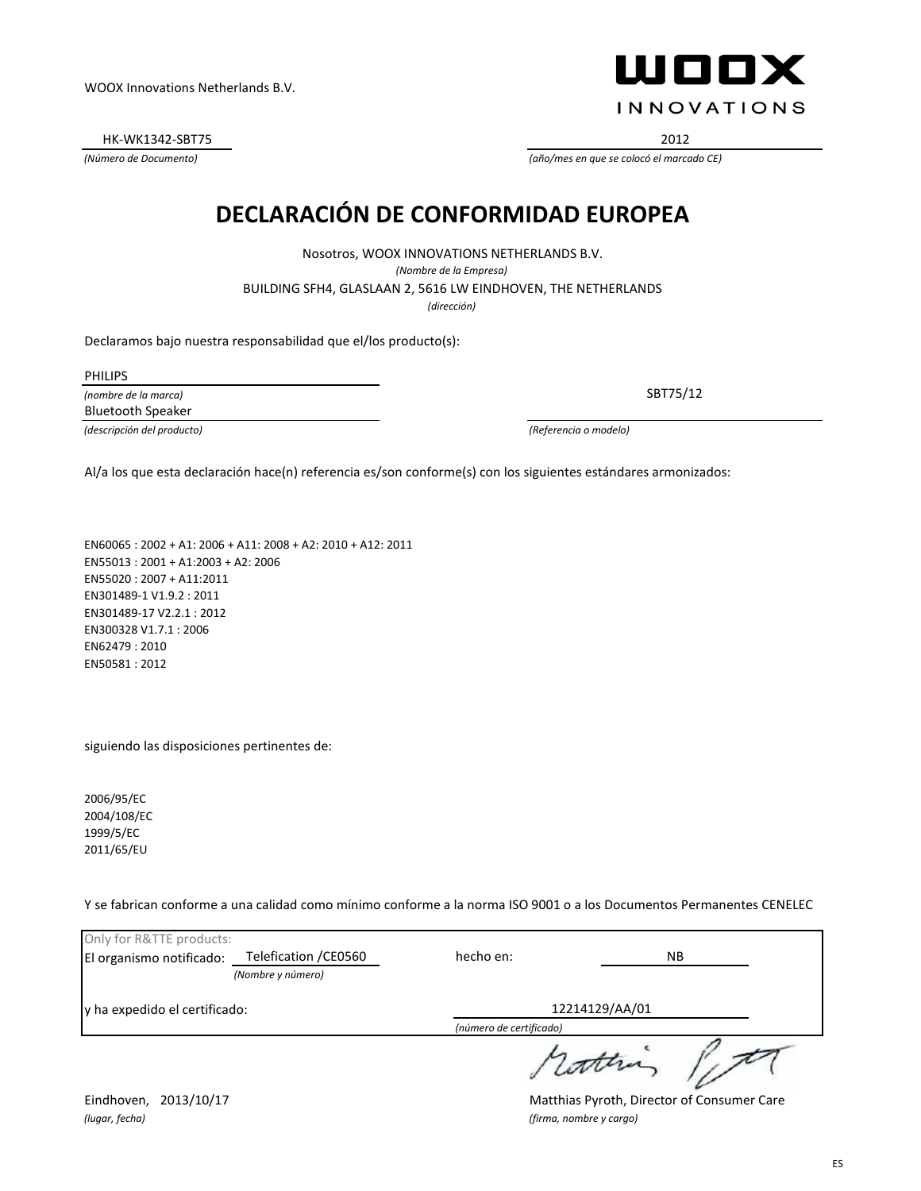WOOX Innovations Netherlands B.V.

**WOOX**
INNOVATIONS

HK-WK1342-SBT75
*(Número de Documento)*

2012
*(año/mes en que se colocó el marcado CE)*

# DECLARACIÓN DE CONFORMIDAD EUROPEA

Nosotros, WOOX INNOVATIONS NETHERLANDS B.V.
*(Nombre de la Empresa)*
BUILDING SFH4, GLASLAAN 2, 5616 LW EINDHOVEN, THE NETHERLANDS
*(dirección)*

Declaramos bajo nuestra responsabilidad que el/los producto(s):

PHILIPS
*(nombre de la marca)*
Bluetooth Speaker
*(descripción del producto)*

SBT75/12
*(Referencia o modelo)*

Al/a los que esta declaración hace(n) referencia es/son conforme(s) con los siguientes estándares armonizados:

EN60065 : 2002 + A1: 2006 + A11: 2008 + A2: 2010 + A12: 2011
EN55013 : 2001 + A1:2003 + A2: 2006
EN55020 : 2007 + A11:2011
EN301489-1 V1.9.2 : 2011
EN301489-17 V2.2.1 : 2012
EN300328 V1.7.1 : 2006
EN62479 : 2010
EN50581 : 2012

siguiendo las disposiciones pertinentes de:

2006/95/EC
2004/108/EC
1999/5/EC
2011/65/EU

Y se fabrican conforme a una calidad como mínimo conforme a la norma ISO 9001 o a los Documentos Permanentes CENELEC

Only for R&TTE products:
El organismo notificado: Telefication /CE0560 *(Nombre y número)* hecho en: NB
y ha expedido el certificado: 12214129/AA/01 *(número de certificado)*

Eindhoven, 2013/10/17
*(lugar, fecha)*

Matthias Pyroth, Director of Consumer Care
*(firma, nombre y cargo)*

ES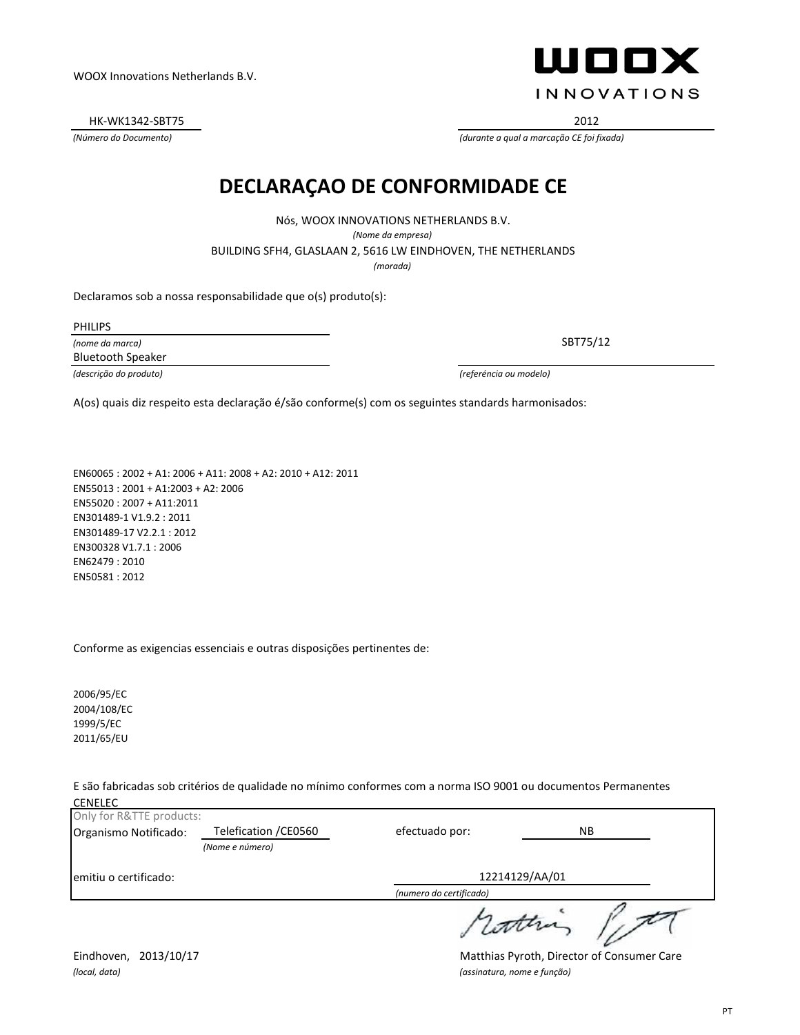WOOX Innovations Netherlands B.V.

WOOX INNOVATIONS

HK-WK1342-SBT75
*(Número do Documento)*

2012
*(durante a qual a marcação CE foi fixada)*

# DECLARAÇAO DE CONFORMIDADE CE

Nós, WOOX INNOVATIONS NETHERLANDS B.V.
*(Nome da empresa)*
BUILDING SFH4, GLASLAAN 2, 5616 LW EINDHOVEN, THE NETHERLANDS
*(morada)*

Declaramos sob a nossa responsabilidade que o(s) produto(s):

PHILIPS
*(nome da marca)*
Bluetooth Speaker
*(descrição do produto)*

SBT75/12
*(referência ou modelo)*

A(os) quais diz respeito esta declaração é/são conforme(s) com os seguintes standards harmonisados:

EN60065 : 2002 + A1: 2006 + A11: 2008 + A2: 2010 + A12: 2011
EN55013 : 2001 + A1:2003 + A2: 2006
EN55020 : 2007 + A11:2011
EN301489-1 V1.9.2 : 2011
EN301489-17 V2.2.1 : 2012
EN300328 V1.7.1 : 2006
EN62479 : 2010
EN50581 : 2012

Conforme as exigencias essenciais e outras disposições pertinentes de:

2006/95/EC
2004/108/EC
1999/5/EC
2011/65/EU

E são fabricadas sob critérios de qualidade no mínimo conformes com a norma ISO 9001 ou documentos Permanentes CENELEC

Only for R&TTE products:

| | | | |
|---|---|---|---|
| Organismo Notificado: | Telefication /CE0560 *(Nome e número)* | efectuado por: | NB |
| emitiu o certificado: | | | 12214129/AA/01 *(numero do certificado)* |

Eindhoven, 2013/10/17
*(local, data)*

Matthias Pyroth, Director of Consumer Care
*(assinatura, nome e função)*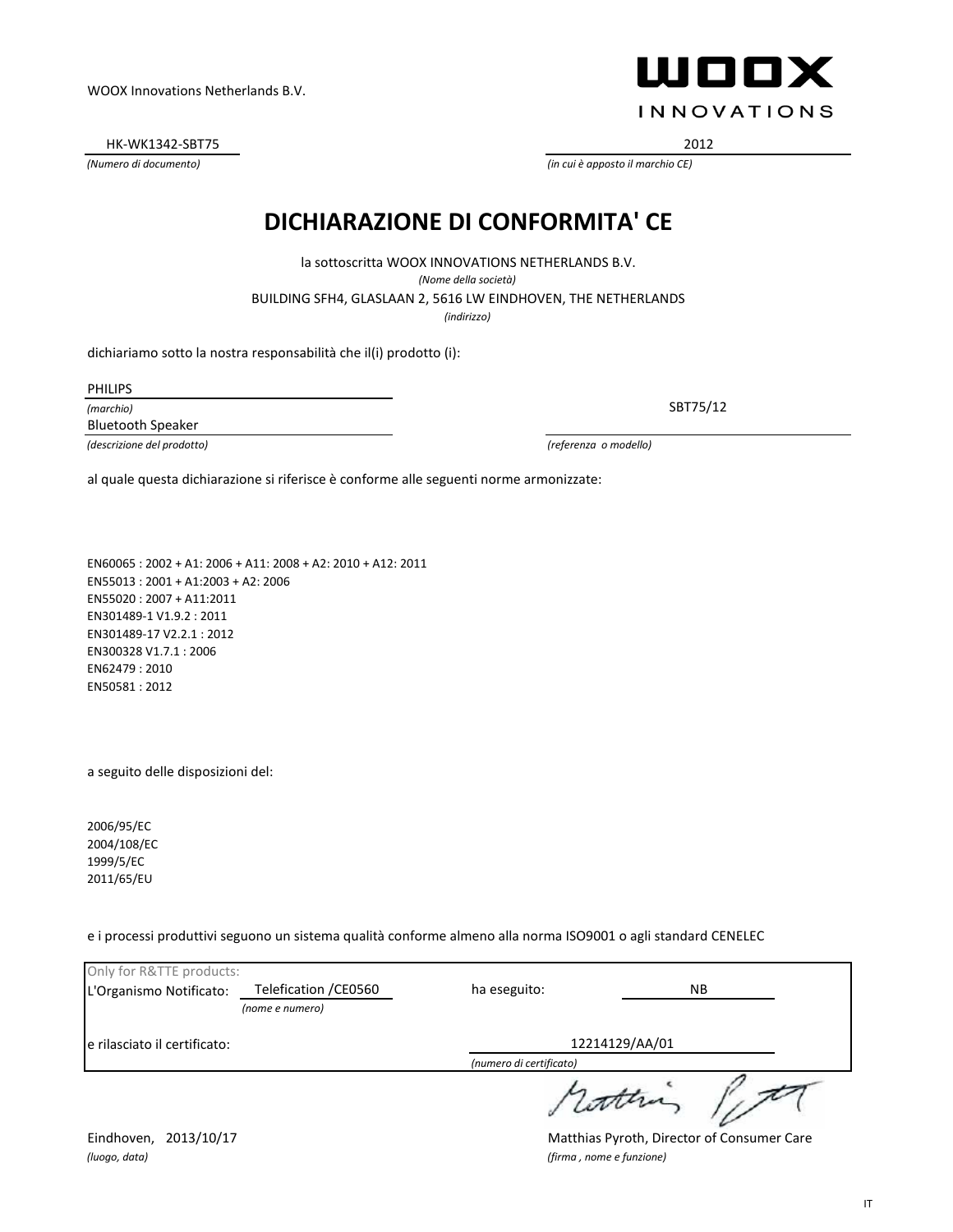WOOX Innovations Netherlands B.V.

WOOX INNOVATIONS

HK-WK1342-SBT75
*(Numero di documento)*

2012
*(in cui è apposto il marchio CE)*

# DICHIARAZIONE DI CONFORMITA' CE

la sottoscritta WOOX INNOVATIONS NETHERLANDS B.V.
*(Nome della società)*

BUILDING SFH4, GLASLAAN 2, 5616 LW EINDHOVEN, THE NETHERLANDS
*(indirizzo)*

dichiariamo sotto la nostra responsabilità che il(i) prodotto (i):

PHILIPS
*(marchio)*

Bluetooth Speaker
*(descrizione del prodotto)*

SBT75/12
*(referenza o modello)*

al quale questa dichiarazione si riferisce è conforme alle seguenti norme armonizzate:

EN60065 : 2002 + A1: 2006 + A11: 2008 + A2: 2010 + A12: 2011
EN55013 : 2001 + A1:2003 + A2: 2006
EN55020 : 2007 + A11:2011
EN301489-1 V1.9.2 : 2011
EN301489-17 V2.2.1 : 2012
EN300328 V1.7.1 : 2006
EN62479 : 2010
EN50581 : 2012

a seguito delle disposizioni del:

2006/95/EC
2004/108/EC
1999/5/EC
2011/65/EU

e i processi produttivi seguono un sistema qualità conforme almeno alla norma ISO9001 o agli standard CENELEC

Only for R&TTE products:

L'Organismo Notificato: Telefication /CE0560 *(nome e numero)* ha eseguito: NB

e rilasciato il certificato: 12214129/AA/01 *(numero di certificato)*

Eindhoven, 2013/10/17
*(luogo, data)*

Matthias Pyroth, Director of Consumer Care
*(firma , nome e funzione)*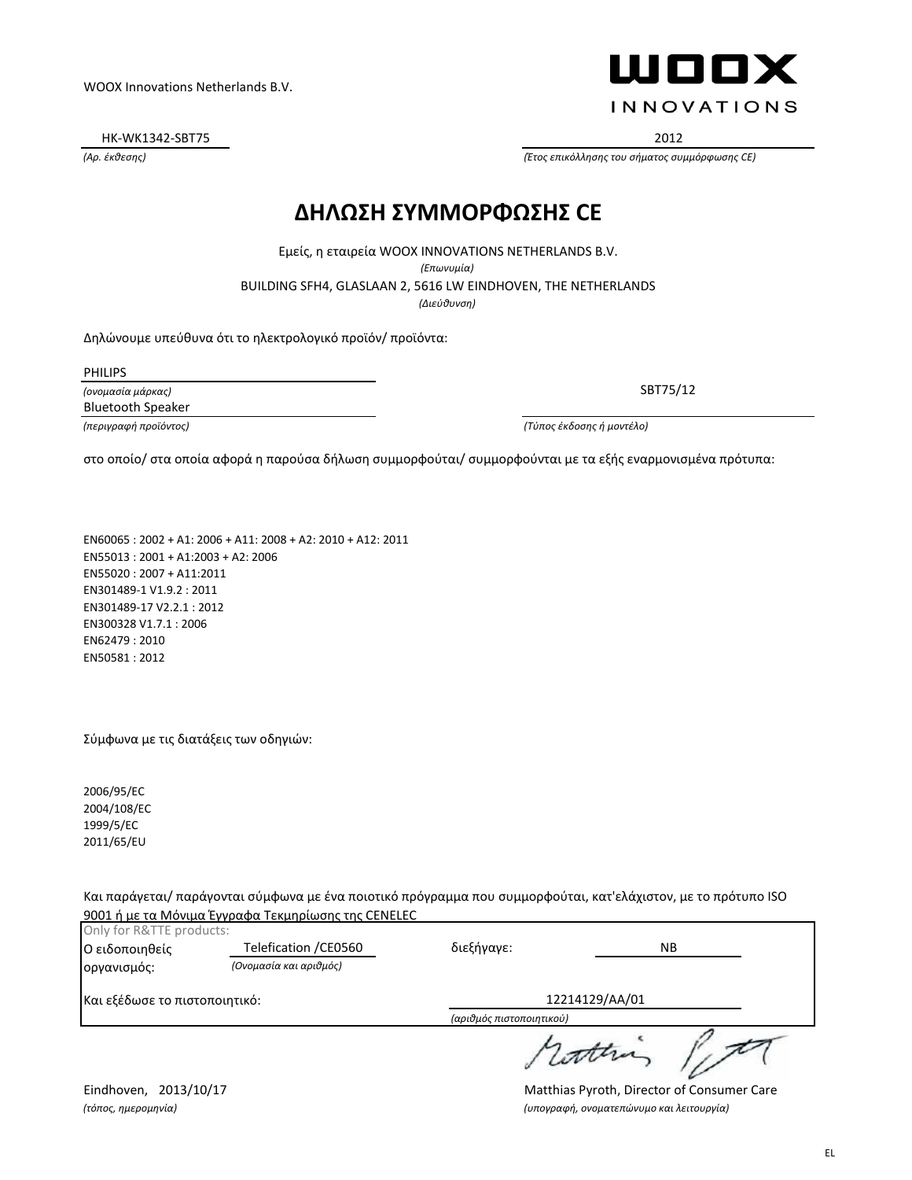WOOX Innovations Netherlands B.V.

**WOOX INNOVATIONS**

HK-WK1342-SBT75
*(Αρ. έκθεσης)*

2012
*(Έτος επικόλλησης του σήματος συμμόρφωσης CE)*

# ΔΗΛΩΣΗ ΣΥΜΜΟΡΦΩΣΗΣ CE

Εμείς, η εταιρεία WOOX INNOVATIONS NETHERLANDS B.V.
*(Επωνυμία)*
BUILDING SFH4, GLASLAAN 2, 5616 LW EINDHOVEN, THE NETHERLANDS
*(Διεύθυνση)*

Δηλώνουμε υπεύθυνα ότι το ηλεκτρολογικό προϊόν/ προϊόντα:

PHILIPS
*(ονομασία μάρκας)*

Bluetooth Speaker
*(περιγραφή προϊόντος)*

SBT75/12
*(Τύπος έκδοσης ή μοντέλο)*

στο οποίο/ στα οποία αφορά η παρούσα δήλωση συμμορφούται/ συμμορφούνται με τα εξής εναρμονισμένα πρότυπα:

EN60065 : 2002 + A1: 2006 + A11: 2008 + A2: 2010 + A12: 2011
EN55013 : 2001 + A1:2003 + A2: 2006
EN55020 : 2007 + A11:2011
EN301489-1 V1.9.2 : 2011
EN301489-17 V2.2.1 : 2012
EN300328 V1.7.1 : 2006
EN62479 : 2010
EN50581 : 2012

Σύμφωνα με τις διατάξεις των οδηγιών:

2006/95/EC
2004/108/EC
1999/5/EC
2011/65/EU

Και παράγεται/ παράγονται σύμφωνα με ένα ποιοτικό πρόγραμμα που συμμορφούται, κατ'ελάχιστον, με το πρότυπο ISO 9001 ή με τα Μόνιμα Έγγραφα Τεκμηρίωσης της CENELEC

Only for R&TTE products:

Ο ειδοποιηθείς οργανισμός: Telefication /CE0560 *(Ονομασία και αριθμός)* διεξήγαγε: NB

Και εξέδωσε το πιστοποιητικό: 12214129/AA/01 *(αριθμός πιστοποιητικού)*

Eindhoven, 2013/10/17
*(τόπος, ημερομηνία)*

Matthias Pyroth, Director of Consumer Care
*(υπογραφή, ονοματεπώνυμο και λειτουργία)*

EL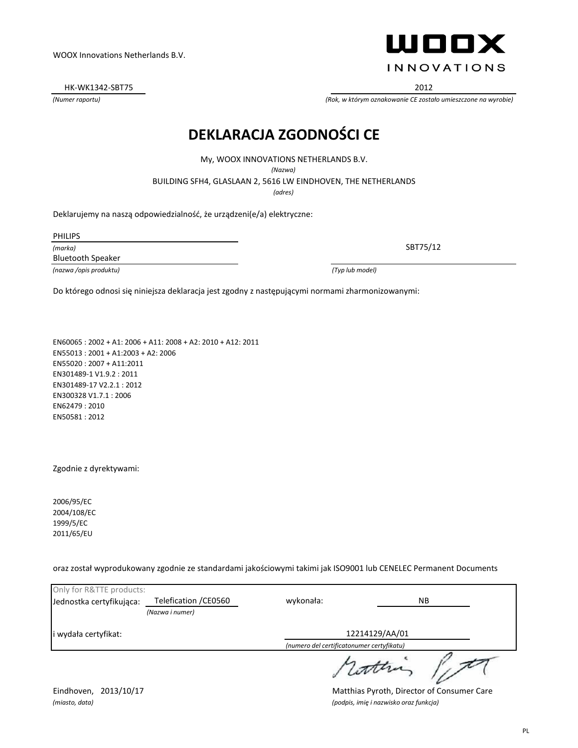WOOX Innovations Netherlands B.V.

WOOX INNOVATIONS

HK-WK1342-SBT75
*(Numer raportu)*

2012
*(Rok, w którym oznakowanie CE zostało umieszczone na wyrobie)*

# DEKLARACJA ZGODNOŚCI CE

My, WOOX INNOVATIONS NETHERLANDS B.V.
*(Nazwa)*

BUILDING SFH4, GLASLAAN 2, 5616 LW EINDHOVEN, THE NETHERLANDS
*(adres)*

Deklarujemy na naszą odpowiedzialność, że urządzeni(e/a) elektryczne:

PHILIPS
*(marka)*

Bluetooth Speaker
*(nazwa /opis produktu)*

SBT75/12
*(Typ lub model)*

Do którego odnosi się niniejsza deklaracja jest zgodny z następującymi normami zharmonizowanymi:

EN60065 : 2002 + A1: 2006 + A11: 2008 + A2: 2010 + A12: 2011
EN55013 : 2001 + A1:2003 + A2: 2006
EN55020 : 2007 + A11:2011
EN301489-1 V1.9.2 : 2011
EN301489-17 V2.2.1 : 2012
EN300328 V1.7.1 : 2006
EN62479 : 2010
EN50581 : 2012

Zgodnie z dyrektywami:

2006/95/EC
2004/108/EC
1999/5/EC
2011/65/EU

oraz został wyprodukowany zgodnie ze standardami jakościowymi takimi jak ISO9001 lub CENELEC Permanent Documents

Only for R&TTE products:

Jednostka certyfikująca: Telefication /CE0560 *(Nazwa i numer)* wykonała: NB

i wydała certyfikat: 12214129/AA/01 *(numero del certificatonumer certyfikatu)*

Eindhoven, 2013/10/17
*(miasto, data)*

Matthias Pyroth, Director of Consumer Care
*(podpis, imię i nazwisko oraz funkcja)*

PL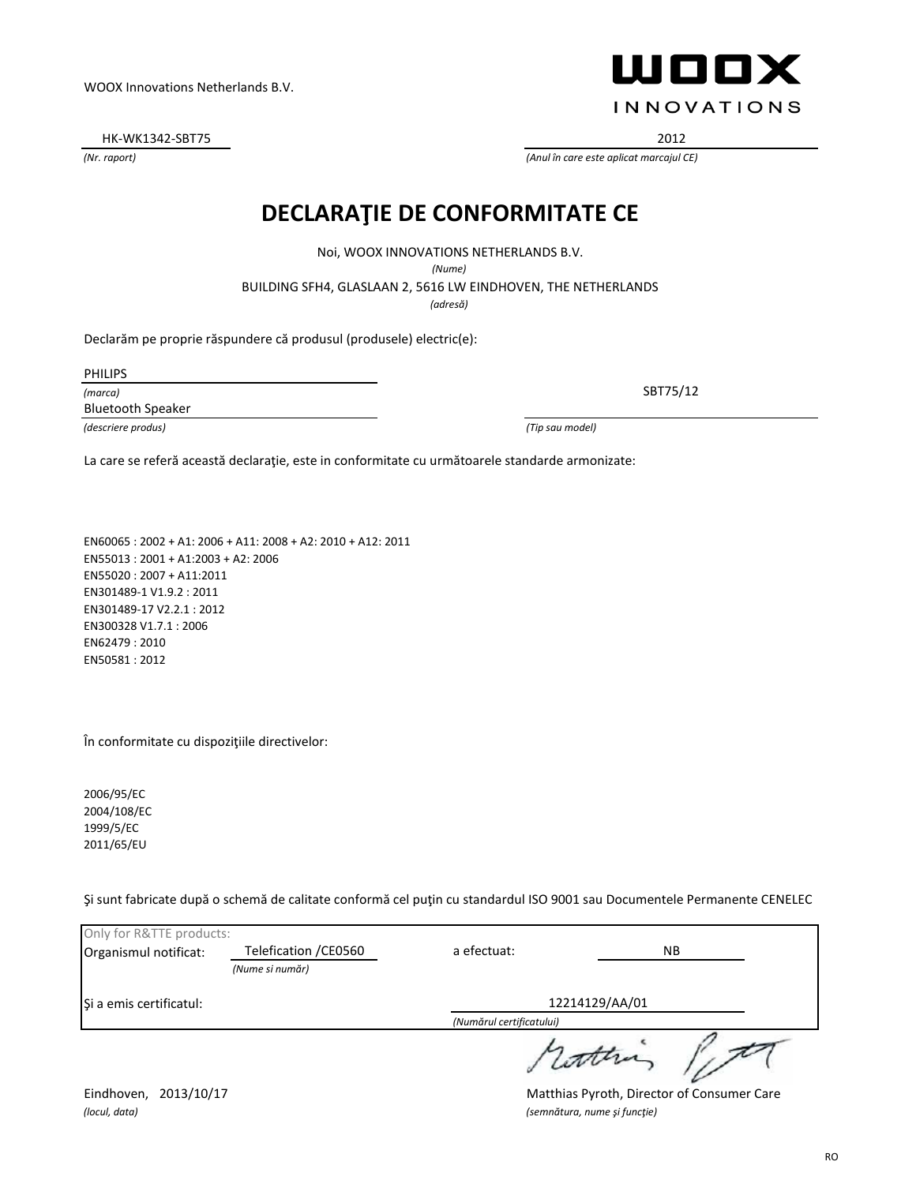WOOX Innovations Netherlands B.V.

WOOX INNOVATIONS

HK-WK1342-SBT75
*(Nr. raport)*

2012
*(Anul în care este aplicat marcajul CE)*

# DECLARAŢIE DE CONFORMITATE CE

Noi, WOOX INNOVATIONS NETHERLANDS B.V.
*(Nume)*

BUILDING SFH4, GLASLAAN 2, 5616 LW EINDHOVEN, THE NETHERLANDS
*(adresă)*

Declarăm pe proprie răspundere că produsul (produsele) electric(e):

PHILIPS
*(marca)*

Bluetooth Speaker
*(descriere produs)*

SBT75/12
*(Tip sau model)*

La care se referă această declaraţie, este in conformitate cu următoarele standarde armonizate:

EN60065 : 2002 + A1: 2006 + A11: 2008 + A2: 2010 + A12: 2011
EN55013 : 2001 + A1:2003 + A2: 2006
EN55020 : 2007 + A11:2011
EN301489-1 V1.9.2 : 2011
EN301489-17 V2.2.1 : 2012
EN300328 V1.7.1 : 2006
EN62479 : 2010
EN50581 : 2012

În conformitate cu dispoziţiile directivelor:

2006/95/EC
2004/108/EC
1999/5/EC
2011/65/EU

Şi sunt fabricate după o schemă de calitate conformă cel puţin cu standardul ISO 9001 sau Documentele Permanente CENELEC

Only for R&TTE products:

Organismul notificat: Telefication /CE0560 *(Nume si număr)* a efectuat: NB

Şi a emis certificatul: 12214129/AA/01 *(Numărul certificatului)*

Eindhoven, 2013/10/17
*(locul, data)*

Matthias Pyroth, Director of Consumer Care
*(semnătura, nume şi funcţie)*

RO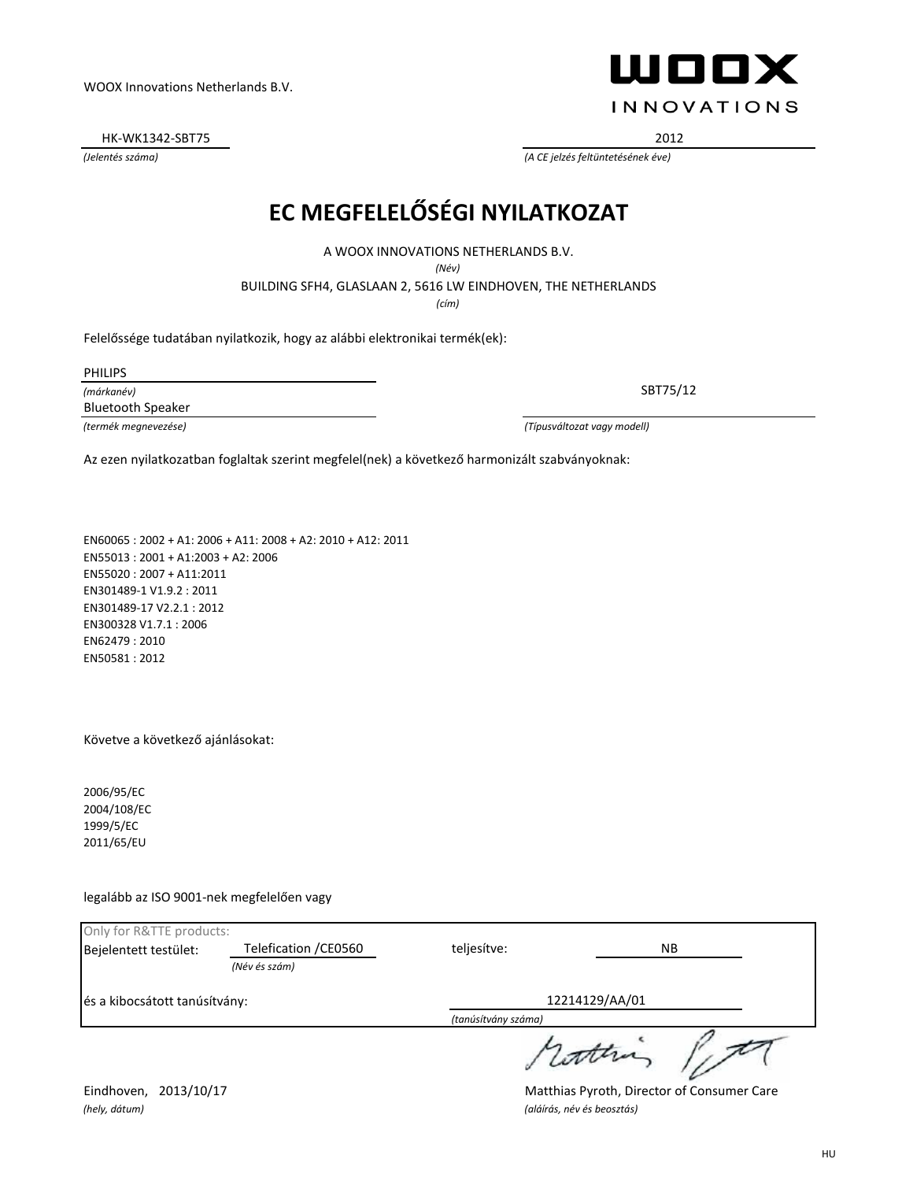WOOX Innovations Netherlands B.V.

HK-WK1342-SBT75
*(Jelentés száma)*

2012
*(A CE jelzés feltüntetésének éve)*

# EC MEGFELELŐSÉGI NYILATKOZAT

A WOOX INNOVATIONS NETHERLANDS B.V.
*(Név)*

BUILDING SFH4, GLASLAAN 2, 5616 LW EINDHOVEN, THE NETHERLANDS
*(cím)*

Felelőssége tudatában nyilatkozik, hogy az alábbi elektronikai termék(ek):

PHILIPS
*(márkanév)*

Bluetooth Speaker
*(termék megnevezése)*

SBT75/12
*(Típusváltozat vagy modell)*

Az ezen nyilatkozatban foglaltak szerint megfelel(nek) a következő harmonizált szabványoknak:

EN60065 : 2002 + A1: 2006 + A11: 2008 + A2: 2010 + A12: 2011
EN55013 : 2001 + A1:2003 + A2: 2006
EN55020 : 2007 + A11:2011
EN301489-1 V1.9.2 : 2011
EN301489-17 V2.2.1 : 2012
EN300328 V1.7.1 : 2006
EN62479 : 2010
EN50581 : 2012

Követve a következő ajánlásokat:

2006/95/EC
2004/108/EC
1999/5/EC
2011/65/EU

legalább az ISO 9001-nek megfelelően vagy

Only for R&TTE products:

Bejelentett testület: Telefication /CE0560 *(Név és szám)* teljesítve: NB

és a kibocsátott tanúsítvány: 12214129/AA/01 *(tanúsítvány száma)*

Eindhoven, 2013/10/17
*(hely, dátum)*

Matthias Pyroth, Director of Consumer Care
*(aláírás, név és beosztás)*

HU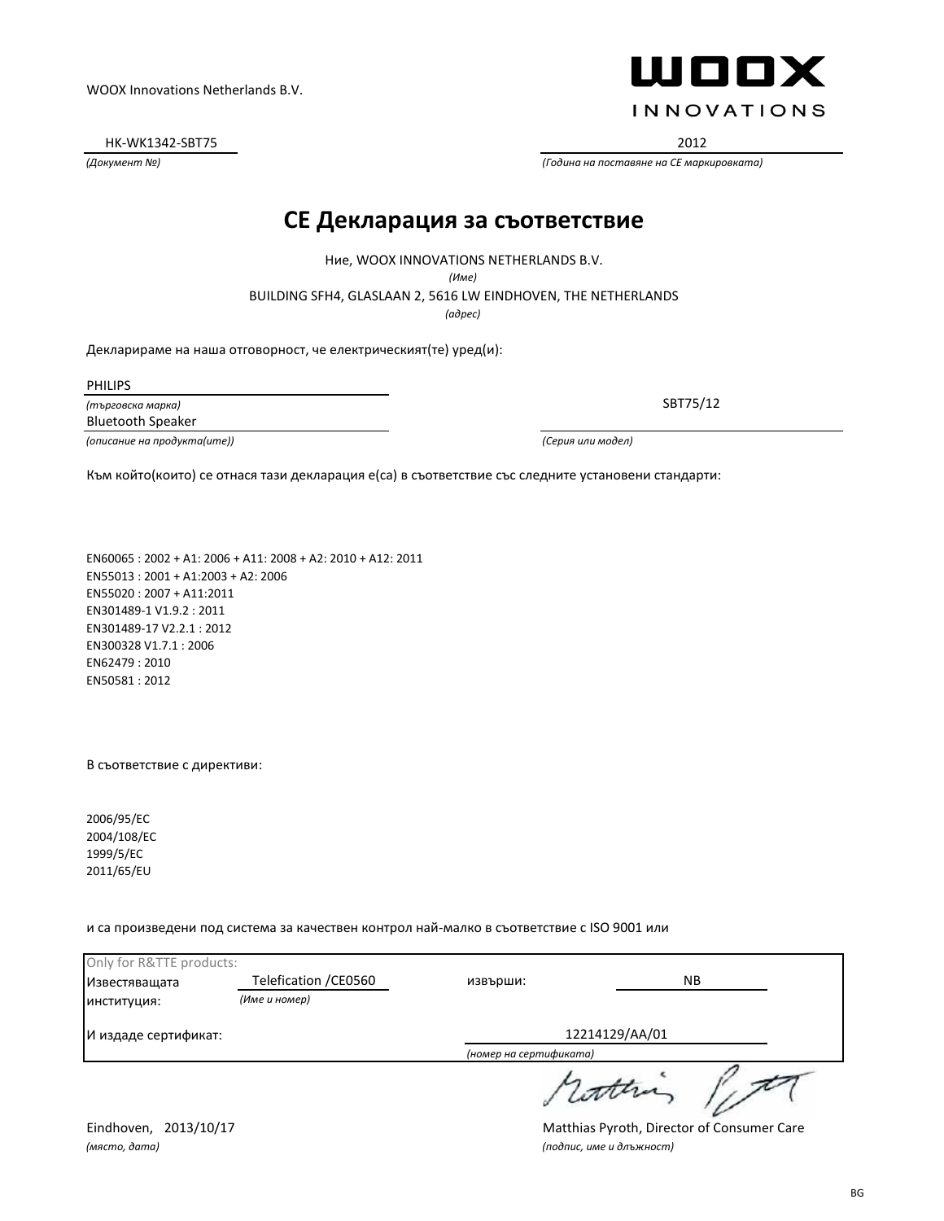WOOX Innovations Netherlands B.V.

WOOX INNOVATIONS

HK-WK1342-SBT75
*(Документ №)*

2012
*(Година на поставяне на CE маркировката)*

# CE Декларация за съответствие

Ние, WOOX INNOVATIONS NETHERLANDS B.V.
*(Име)*

BUILDING SFH4, GLASLAAN 2, 5616 LW EINDHOVEN, THE NETHERLANDS
*(адрес)*

Декларираме на наша отговорност, че електрическият(те) уред(и):

PHILIPS
*(търговска марка)*

Bluetooth Speaker
*(описание на продукта(ите))*

SBT75/12
*(Серия или модел)*

Към който(които) се отнася тази декларация е(са) в съответствие със следните установени стандарти:

EN60065 : 2002 + A1: 2006 + A11: 2008 + A2: 2010 + A12: 2011
EN55013 : 2001 + A1:2003 + A2: 2006
EN55020 : 2007 + A11:2011
EN301489-1 V1.9.2 : 2011
EN301489-17 V2.2.1 : 2012
EN300328 V1.7.1 : 2006
EN62479 : 2010
EN50581 : 2012

В съответствие с директиви:

2006/95/EC
2004/108/EC
1999/5/EC
2011/65/EU

и са произведени под система за качествен контрол най-малко в съответствие с ISO 9001 или

Only for R&TTE products:

Известяващата институция: Telefication /CE0560 *(Име и номер)* извърши: NB

И издаде сертификат: 12214129/AA/01 *(номер на сертификата)*

Eindhoven, 2013/10/17
*(място, дата)*

Matthias Pyroth, Director of Consumer Care
*(подпис, име и длъжност)*

BG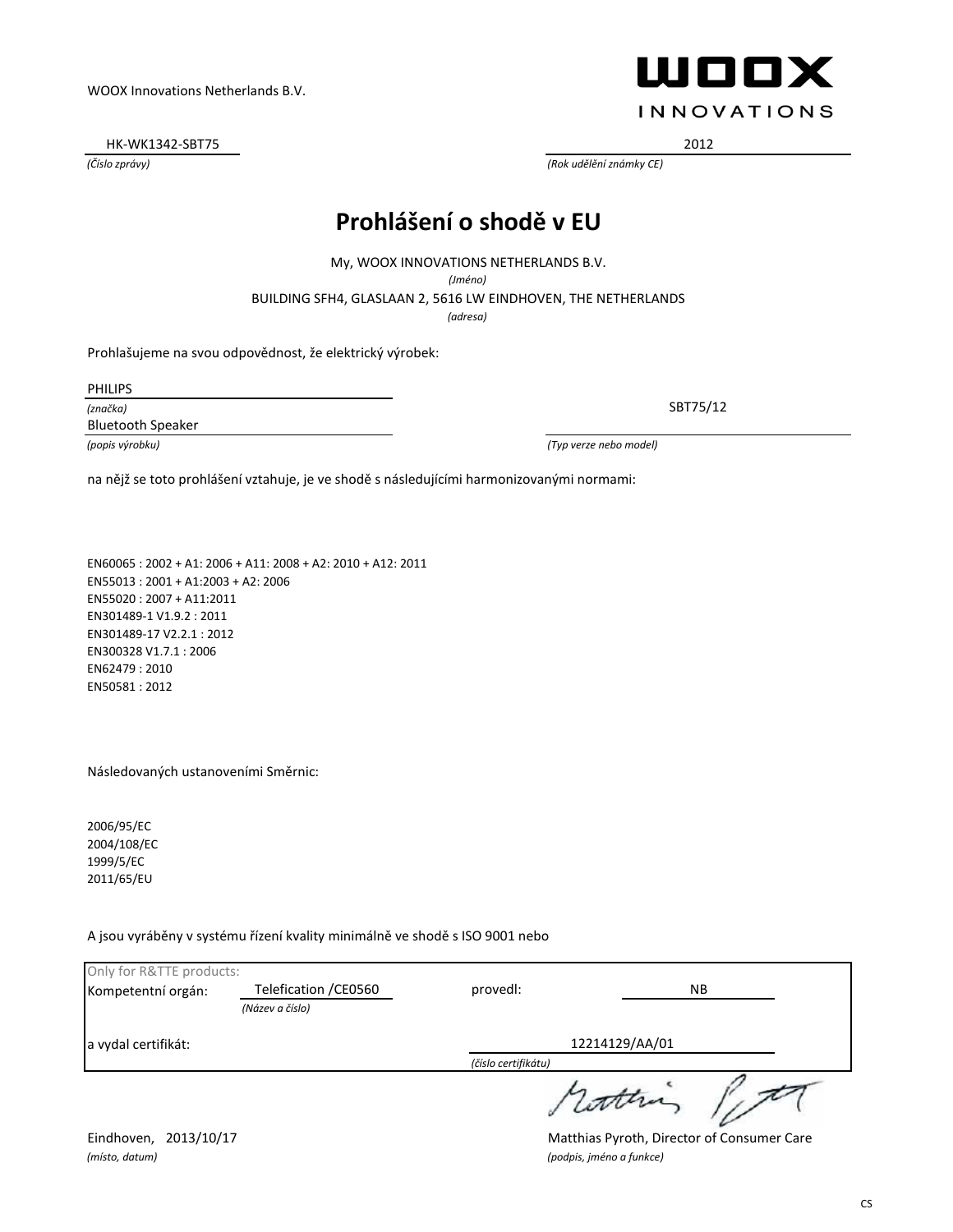WOOX Innovations Netherlands B.V.

**WOOX INNOVATIONS**

HK-WK1342-SBT75
*(Číslo zprávy)*

2012
*(Rok udělění známky CE)*

# Prohlášení o shodě v EU

My, WOOX INNOVATIONS NETHERLANDS B.V.
*(Jméno)*

BUILDING SFH4, GLASLAAN 2, 5616 LW EINDHOVEN, THE NETHERLANDS
*(adresa)*

Prohlašujeme na svou odpovědnost, že elektrický výrobek:

PHILIPS
*(značka)*

Bluetooth Speaker
*(popis výrobku)*

SBT75/12
*(Typ verze nebo model)*

na nějž se toto prohlášení vztahuje, je ve shodě s následujícími harmonizovanými normami:

EN60065 : 2002 + A1: 2006 + A11: 2008 + A2: 2010 + A12: 2011
EN55013 : 2001 + A1:2003 + A2: 2006
EN55020 : 2007 + A11:2011
EN301489-1 V1.9.2 : 2011
EN301489-17 V2.2.1 : 2012
EN300328 V1.7.1 : 2006
EN62479 : 2010
EN50581 : 2012

Následovaných ustanoveními Směrnic:

2006/95/EC
2004/108/EC
1999/5/EC
2011/65/EU

A jsou vyráběny v systému řízení kvality minimálně ve shodě s ISO 9001 nebo

Only for R&TTE products:

Kompetentní orgán: Telefication /CE0560 *(Název a číslo)* provedl: NB

a vydal certifikát: 12214129/AA/01 *(číslo certifikátu)*

Eindhoven, 2013/10/17
*(místo, datum)*

Matthias Pyroth, Director of Consumer Care
*(podpis, jméno a funkce)*

CS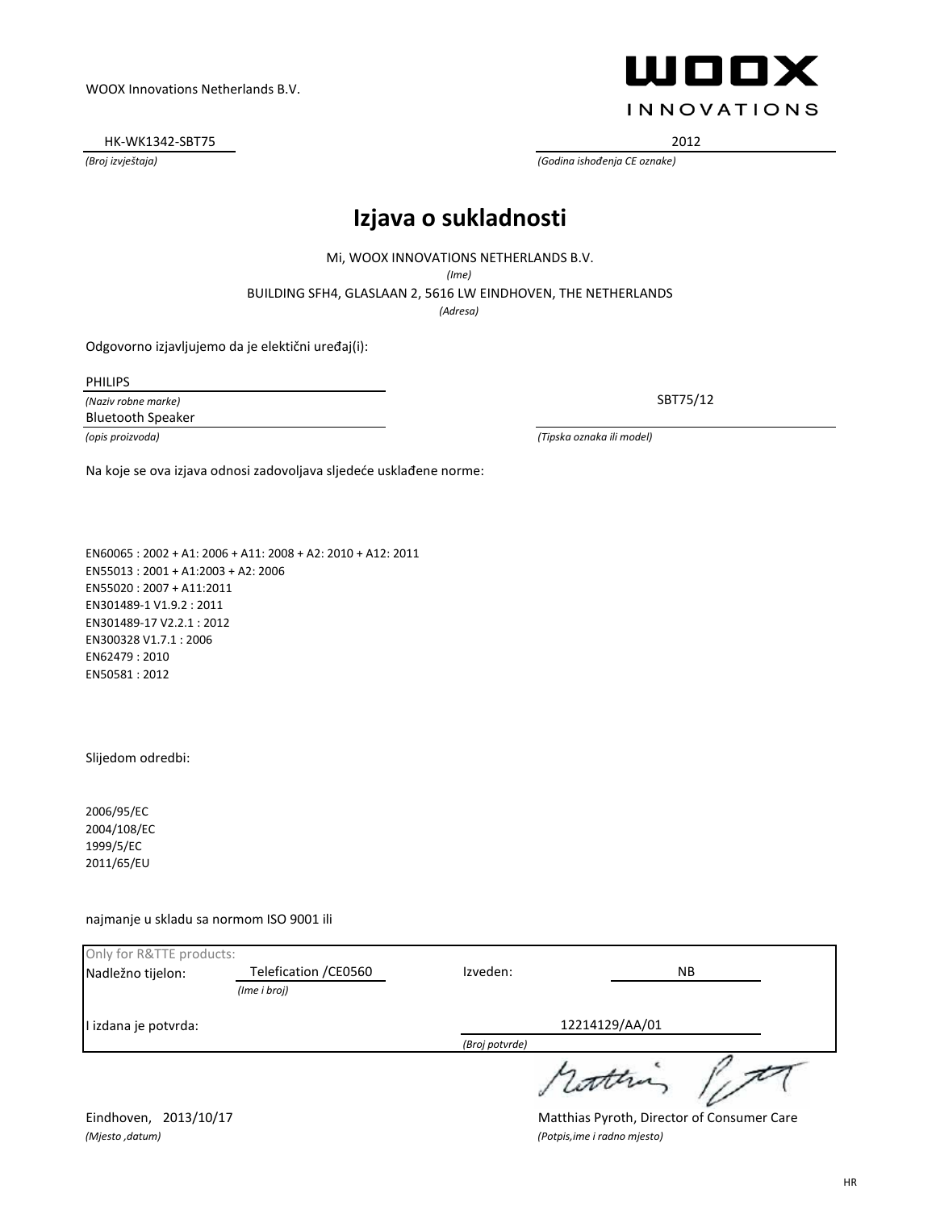WOOX Innovations Netherlands B.V.

WOOX INNOVATIONS

HK-WK1342-SBT75
*(Broj izvještaja)*

2012
*(Godina ishođenja CE oznake)*

# Izjava o sukladnosti

Mi, WOOX INNOVATIONS NETHERLANDS B.V.
*(Ime)*

BUILDING SFH4, GLASLAAN 2, 5616 LW EINDHOVEN, THE NETHERLANDS
*(Adresa)*

Odgovorno izjavljujemo da je elektični uređaj(i):

PHILIPS
*(Naziv robne marke)*

Bluetooth Speaker
*(opis proizvoda)*

SBT75/12
*(Tipska oznaka ili model)*

Na koje se ova izjava odnosi zadovoljava sljedeće usklađene norme:

EN60065 : 2002 + A1: 2006 + A11: 2008 + A2: 2010 + A12: 2011
EN55013 : 2001 + A1:2003 + A2: 2006
EN55020 : 2007 + A11:2011
EN301489-1 V1.9.2 : 2011
EN301489-17 V2.2.1 : 2012
EN300328 V1.7.1 : 2006
EN62479 : 2010
EN50581 : 2012

Slijedom odredbi:

2006/95/EC
2004/108/EC
1999/5/EC
2011/65/EU

najmanje u skladu sa normom ISO 9001 ili

Only for R&TTE products:

| | | | |
|---|---|---|---|
| Nadležno tijelon: | Telefication /CE0560 *(Ime i broj)* | Izveden: | NB |
| I izdana je potvrda: | | 12214129/AA/01 *(Broj potvrde)* | |

Eindhoven, 2013/10/17
*(Mjesto ,datum)*

Matthias Pyroth, Director of Consumer Care
*(Potpis,ime i radno mjesto)*

HR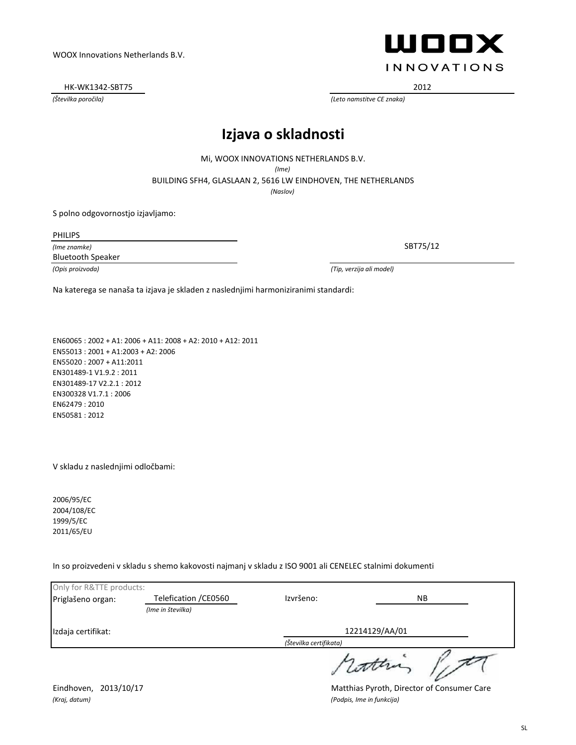WOOX Innovations Netherlands B.V.

WOOX INNOVATIONS

HK-WK1342-SBT75 | 2012

*(Številka poročila)* | *(Leto namstitve CE znaka)*

# Izjava o skladnosti

Mi, WOOX INNOVATIONS NETHERLANDS B.V.

*(Ime)*

BUILDING SFH4, GLASLAAN 2, 5616 LW EINDHOVEN, THE NETHERLANDS

*(Naslov)*

S polno odgovornostjo izjavljamo:

PHILIPS

*(Ime znamke)*

Bluetooth Speaker

*(Opis proizvoda)*

SBT75/12

*(Tip, verzija ali model)*

Na katerega se nanaša ta izjava je skladen z naslednjimi harmoniziranimi standardi:

EN60065 : 2002 + A1: 2006 + A11: 2008 + A2: 2010 + A12: 2011
EN55013 : 2001 + A1:2003 + A2: 2006
EN55020 : 2007 + A11:2011
EN301489-1 V1.9.2 : 2011
EN301489-17 V2.2.1 : 2012
EN300328 V1.7.1 : 2006
EN62479 : 2010
EN50581 : 2012

V skladu z naslednjimi odločbami:

2006/95/EC
2004/108/EC
1999/5/EC
2011/65/EU

In so proizvedeni v skladu s shemo kakovosti najmanj v skladu z ISO 9001 ali CENELEC stalnimi dokumenti

| Only for R&TTE products: | | | |
|---|---|---|---|
| Priglašeno organ: | Telefication /CE0560 *(Ime in številka)* | Izvršeno: | NB |
| Izdaja certifikat: | | | 12214129/AA/01 *(Številka certifikata)* |

Eindhoven, 2013/10/17

*(Kraj, datum)*

Matthias Pyroth, Director of Consumer Care

*(Podpis, Ime in funkcija)*

SL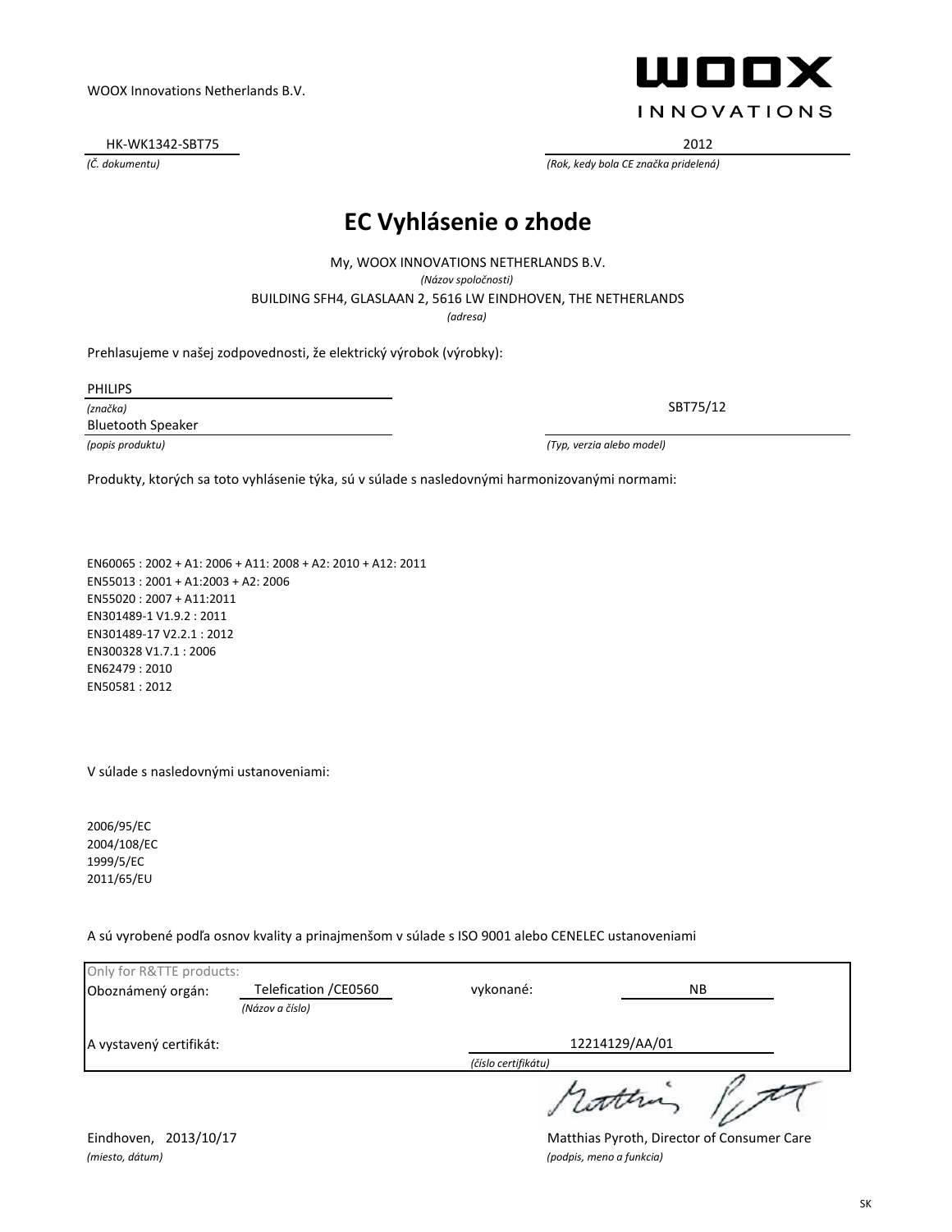WOOX Innovations Netherlands B.V.

**WOOX INNOVATIONS**

HK-WK1342-SBT75
*(Č. dokumentu)*

2012
*(Rok, kedy bola CE značka pridelená)*

# EC Vyhlásenie o zhode

My, WOOX INNOVATIONS NETHERLANDS B.V.
*(Názov spoločnosti)*
BUILDING SFH4, GLASLAAN 2, 5616 LW EINDHOVEN, THE NETHERLANDS
*(adresa)*

Prehlasujeme v našej zodpovednosti, že elektrický výrobok (výrobky):

PHILIPS
*(značka)*
Bluetooth Speaker
*(popis produktu)*

SBT75/12
*(Typ, verzia alebo model)*

Produkty, ktorých sa toto vyhlásenie týka, sú v súlade s nasledovnými harmonizovanými normami:

EN60065 : 2002 + A1: 2006 + A11: 2008 + A2: 2010 + A12: 2011
EN55013 : 2001 + A1:2003 + A2: 2006
EN55020 : 2007 + A11:2011
EN301489-1 V1.9.2 : 2011
EN301489-17 V2.2.1 : 2012
EN300328 V1.7.1 : 2006
EN62479 : 2010
EN50581 : 2012

V súlade s nasledovnými ustanoveniami:

2006/95/EC
2004/108/EC
1999/5/EC
2011/65/EU

A sú vyrobené podľa osnov kvality a prinajmenšom v súlade s ISO 9001 alebo CENELEC ustanoveniami

Only for R&TTE products:
Oboznámený orgán: Telefication /CE0560 *(Názov a číslo)* vykonané: NB
A vystavený certifikát: 12214129/AA/01 *(číslo certifikátu)*

Eindhoven, 2013/10/17
*(miesto, dátum)*

Matthias Pyroth, Director of Consumer Care
*(podpis, meno a funkcia)*

SK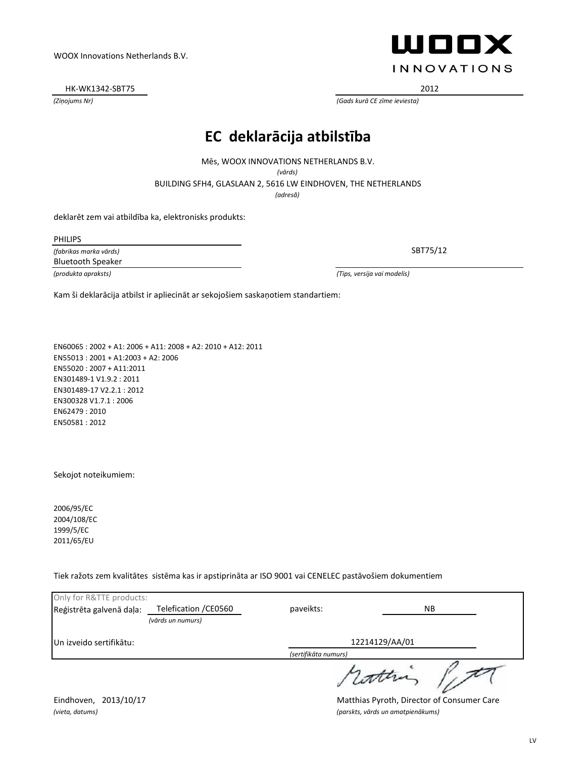WOOX Innovations Netherlands B.V.

HK-WK1342-SBT75
*(Ziņojums Nr)*

2012
*(Gads kurā CE zīme ieviesta)*

# EC deklarācija atbilstība

Mēs, WOOX INNOVATIONS NETHERLANDS B.V.
*(vārds)*

BUILDING SFH4, GLASLAAN 2, 5616 LW EINDHOVEN, THE NETHERLANDS
*(adresā)*

deklarēt zem vai atbildība ka, elektronisks produkts:

PHILIPS
*(fabrikas marka vārds)*

Bluetooth Speaker
*(produkta apraksts)*

SBT75/12
*(Tips, versija vai modelis)*

Kam ši deklarācija atbilst ir apliecināt ar sekojošiem saskaņotiem standartiem:

EN60065 : 2002 + A1: 2006 + A11: 2008 + A2: 2010 + A12: 2011
EN55013 : 2001 + A1:2003 + A2: 2006
EN55020 : 2007 + A11:2011
EN301489-1 V1.9.2 : 2011
EN301489-17 V2.2.1 : 2012
EN300328 V1.7.1 : 2006
EN62479 : 2010
EN50581 : 2012

Sekojot noteikumiem:

2006/95/EC
2004/108/EC
1999/5/EC
2011/65/EU

Tiek ražots zem kvalitātes sistēma kas ir apstiprināta ar ISO 9001 vai CENELEC pastāvošiem dokumentiem

Only for R&TTE products:

| | | | |
|---|---|---|---|
| Reģistrēta galvenā daļa: | Telefication /CE0560 *(vārds un numurs)* | paveikts: | NB |
| Un izveido sertifikātu: | | 12214129/AA/01 *(sertifikāta numurs)* | |

Eindhoven, 2013/10/17
*(vieta, datums)*

Matthias Pyroth, Director of Consumer Care
*(parskts, vārds un amatpienākums)*

LV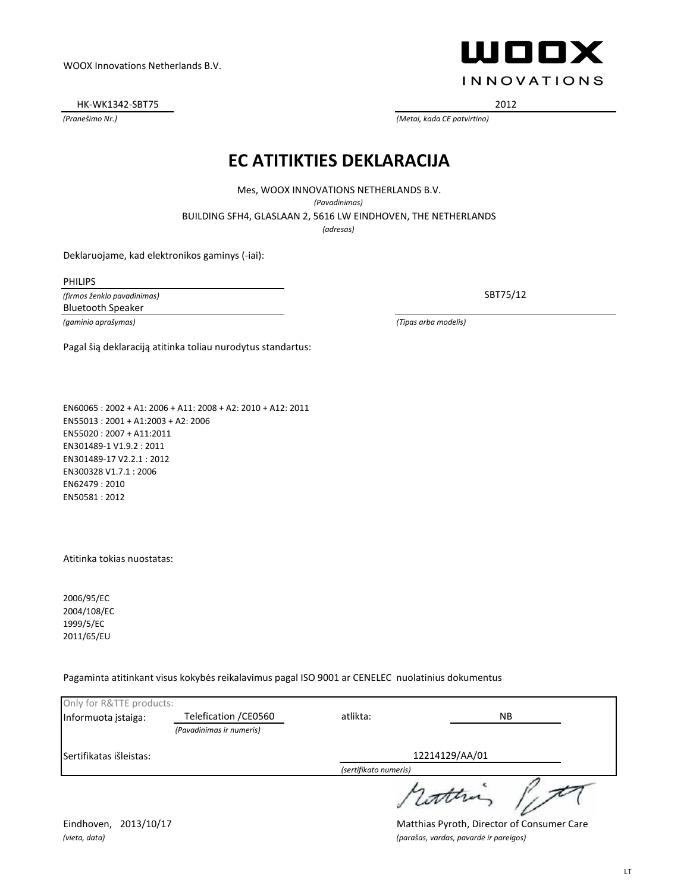WOOX Innovations Netherlands B.V.

WOOX INNOVATIONS

HK-WK1342-SBT75
*(Pranešimo Nr.)*

2012
*(Metai, kada CE patvirtino)*

# EC ATITIKTIES DEKLARACIJA

Mes, WOOX INNOVATIONS NETHERLANDS B.V.
*(Pavadinimas)*

BUILDING SFH4, GLASLAAN 2, 5616 LW EINDHOVEN, THE NETHERLANDS
*(adresas)*

Deklaruojame, kad elektronikos gaminys (-iai):

PHILIPS
*(firmos ženklo pavadinimas)*

Bluetooth Speaker
*(gaminio aprašymas)*

SBT75/12
*(Tipas arba modelis)*

Pagal šią deklaraciją atitinka toliau nurodytus standartus:

EN60065 : 2002 + A1: 2006 + A11: 2008 + A2: 2010 + A12: 2011
EN55013 : 2001 + A1:2003 + A2: 2006
EN55020 : 2007 + A11:2011
EN301489-1 V1.9.2 : 2011
EN301489-17 V2.2.1 : 2012
EN300328 V1.7.1 : 2006
EN62479 : 2010
EN50581 : 2012

Atitinka tokias nuostatas:

2006/95/EC
2004/108/EC
1999/5/EC
2011/65/EU

Pagaminta atitinkant visus kokybės reikalavimus pagal ISO 9001 ar CENELEC nuolatinius dokumentus

| Only for R&TTE products: | | | |
|---|---|---|---|
| Informuota įstaiga: | Telefication /CE0560 *(Pavadinimas ir numeris)* | atlikta: | NB |
| Sertifikatas išleistas: | | 12214129/AA/01 *(sertifikato numeris)* | |

Eindhoven, 2013/10/17
*(vieta, data)*

Matthias Pyroth, Director of Consumer Care
*(parašas, vardas, pavardė ir pareigos)*

LT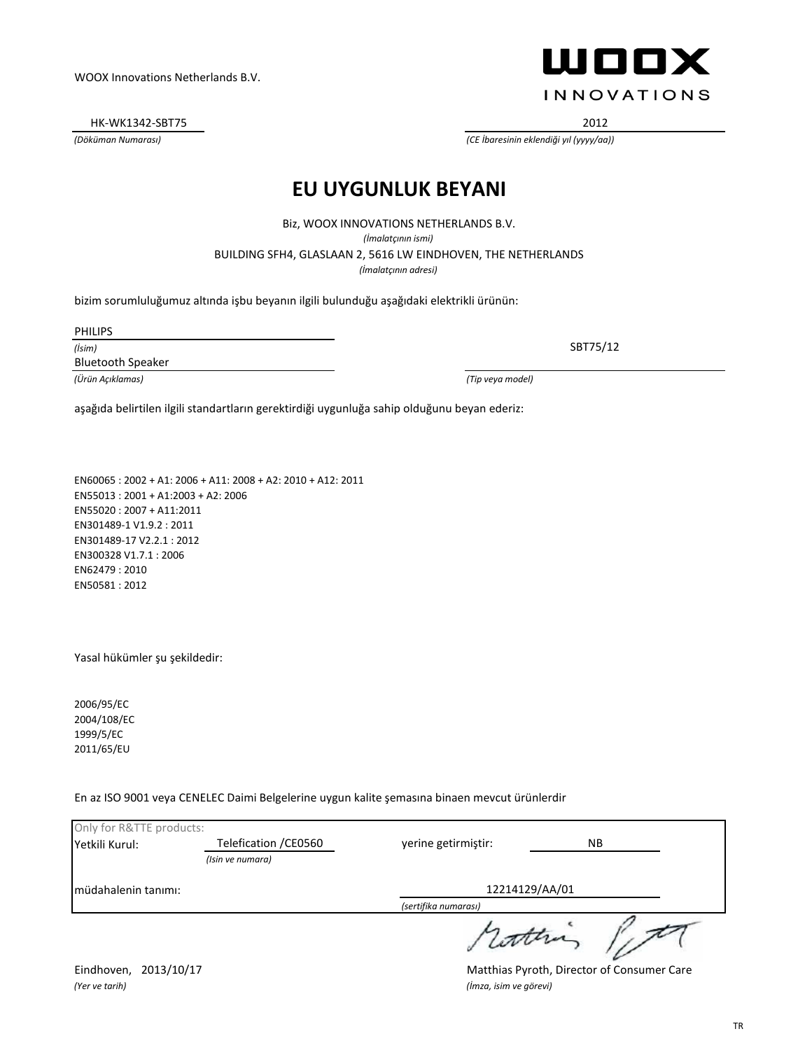WOOX Innovations Netherlands B.V.

WOOX INNOVATIONS

HK-WK1342-SBT75
*(Döküman Numarası)*

2012
*(CE İbaresinin eklendiği yıl (yyyy/aa))*

# EU UYGUNLUK BEYANI

Biz, WOOX INNOVATIONS NETHERLANDS B.V.
*(İmalatçının ismi)*

BUILDING SFH4, GLASLAAN 2, 5616 LW EINDHOVEN, THE NETHERLANDS
*(İmalatçının adresi)*

bizim sorumluluğumuz altında işbu beyanın ilgili bulunduğu aşağıdaki elektrikli ürünün:

PHILIPS
*(İsim)*

Bluetooth Speaker
*(Ürün Açıklamas)*

SBT75/12
*(Tip veya model)*

aşağıda belirtilen ilgili standartların gerektirdiği uygunluğa sahip olduğunu beyan ederiz:

EN60065 : 2002 + A1: 2006 + A11: 2008 + A2: 2010 + A12: 2011
EN55013 : 2001 + A1:2003 + A2: 2006
EN55020 : 2007 + A11:2011
EN301489-1 V1.9.2 : 2011
EN301489-17 V2.2.1 : 2012
EN300328 V1.7.1 : 2006
EN62479 : 2010
EN50581 : 2012

Yasal hükümler şu şekildedir:

2006/95/EC
2004/108/EC
1999/5/EC
2011/65/EU

En az ISO 9001 veya CENELEC Daimi Belgelerine uygun kalite şemasına binaen mevcut ürünlerdir

| | | | |
|---|---|---|---|
| Only for R&TTE products: | | | |
| Yetkili Kurul: | Telefication /CE0560 *(Isin ve numara)* | yerine getirmiştir: | NB |
| müdahalenin tanımı: | | 12214129/AA/01 *(sertifika numarası)* | |

Eindhoven, 2013/10/17
*(Yer ve tarih)*

Matthias Pyroth, Director of Consumer Care
*(İmza, isim ve görevi)*

TR